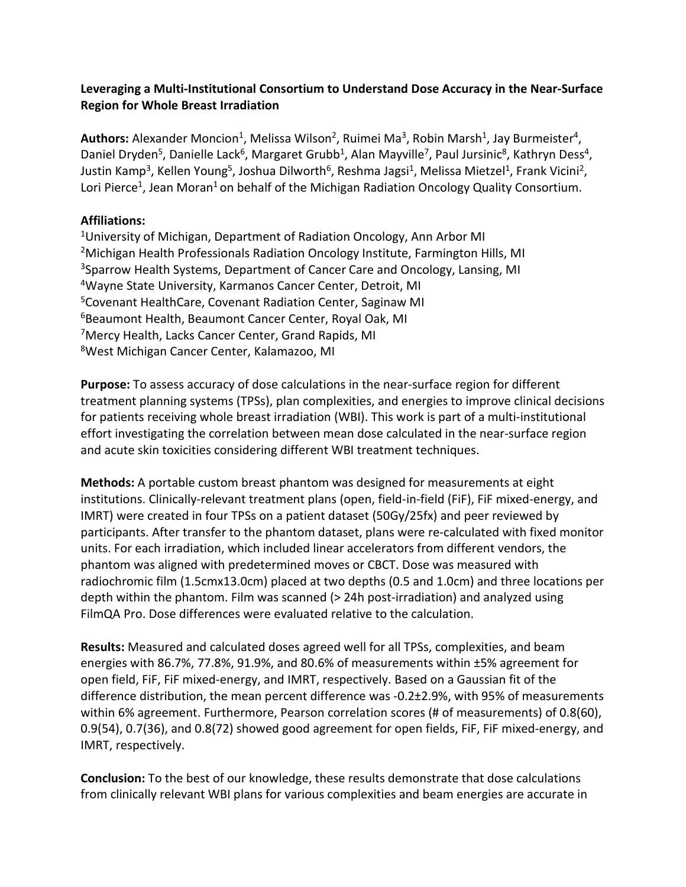**Leveraging a Multi-Institutional Consortium to Understand Dose Accuracy in the Near-Surface Region for Whole Breast Irradiation**

**Authors:** Alexander Moncion[1], Melissa Wilson[2], Ruimei Ma[3], Robin Marsh[1], Jay Burmeister[4], Daniel Dryden[5], Danielle Lack[6], Margaret Grubb[1], Alan Mayville[7], Paul Jursinic[8], Kathryn Dess[4], Justin Kamp[3], Kellen Young[5], Joshua Dilworth[6], Reshma Jagsi[1], Melissa Mietzel[1], Frank Vicini[2], Lori Pierce[1], Jean Moran[1] on behalf of the Michigan Radiation Oncology Quality Consortium.

**Affiliations:**
[1]University of Michigan, Department of Radiation Oncology, Ann Arbor MI
[2]Michigan Health Professionals Radiation Oncology Institute, Farmington Hills, MI
[3]Sparrow Health Systems, Department of Cancer Care and Oncology, Lansing, MI
[4]Wayne State University, Karmanos Cancer Center, Detroit, MI
[5]Covenant HealthCare, Covenant Radiation Center, Saginaw MI
[6]Beaumont Health, Beaumont Cancer Center, Royal Oak, MI
[7]Mercy Health, Lacks Cancer Center, Grand Rapids, MI
[8]West Michigan Cancer Center, Kalamazoo, MI

**Purpose:** To assess accuracy of dose calculations in the near-surface region for different treatment planning systems (TPSs), plan complexities, and energies to improve clinical decisions for patients receiving whole breast irradiation (WBI). This work is part of a multi-institutional effort investigating the correlation between mean dose calculated in the near-surface region and acute skin toxicities considering different WBI treatment techniques.

**Methods:** A portable custom breast phantom was designed for measurements at eight institutions. Clinically-relevant treatment plans (open, field-in-field (FiF), FiF mixed-energy, and IMRT) were created in four TPSs on a patient dataset (50Gy/25fx) and peer reviewed by participants. After transfer to the phantom dataset, plans were re-calculated with fixed monitor units. For each irradiation, which included linear accelerators from different vendors, the phantom was aligned with predetermined moves or CBCT. Dose was measured with radiochromic film (1.5cmx13.0cm) placed at two depths (0.5 and 1.0cm) and three locations per depth within the phantom. Film was scanned (> 24h post-irradiation) and analyzed using FilmQA Pro. Dose differences were evaluated relative to the calculation.

**Results:** Measured and calculated doses agreed well for all TPSs, complexities, and beam energies with 86.7%, 77.8%, 91.9%, and 80.6% of measurements within ±5% agreement for open field, FiF, FiF mixed-energy, and IMRT, respectively. Based on a Gaussian fit of the difference distribution, the mean percent difference was -0.2±2.9%, with 95% of measurements within 6% agreement. Furthermore, Pearson correlation scores (# of measurements) of 0.8(60), 0.9(54), 0.7(36), and 0.8(72) showed good agreement for open fields, FiF, FiF mixed-energy, and IMRT, respectively.

**Conclusion:** To the best of our knowledge, these results demonstrate that dose calculations from clinically relevant WBI plans for various complexities and beam energies are accurate in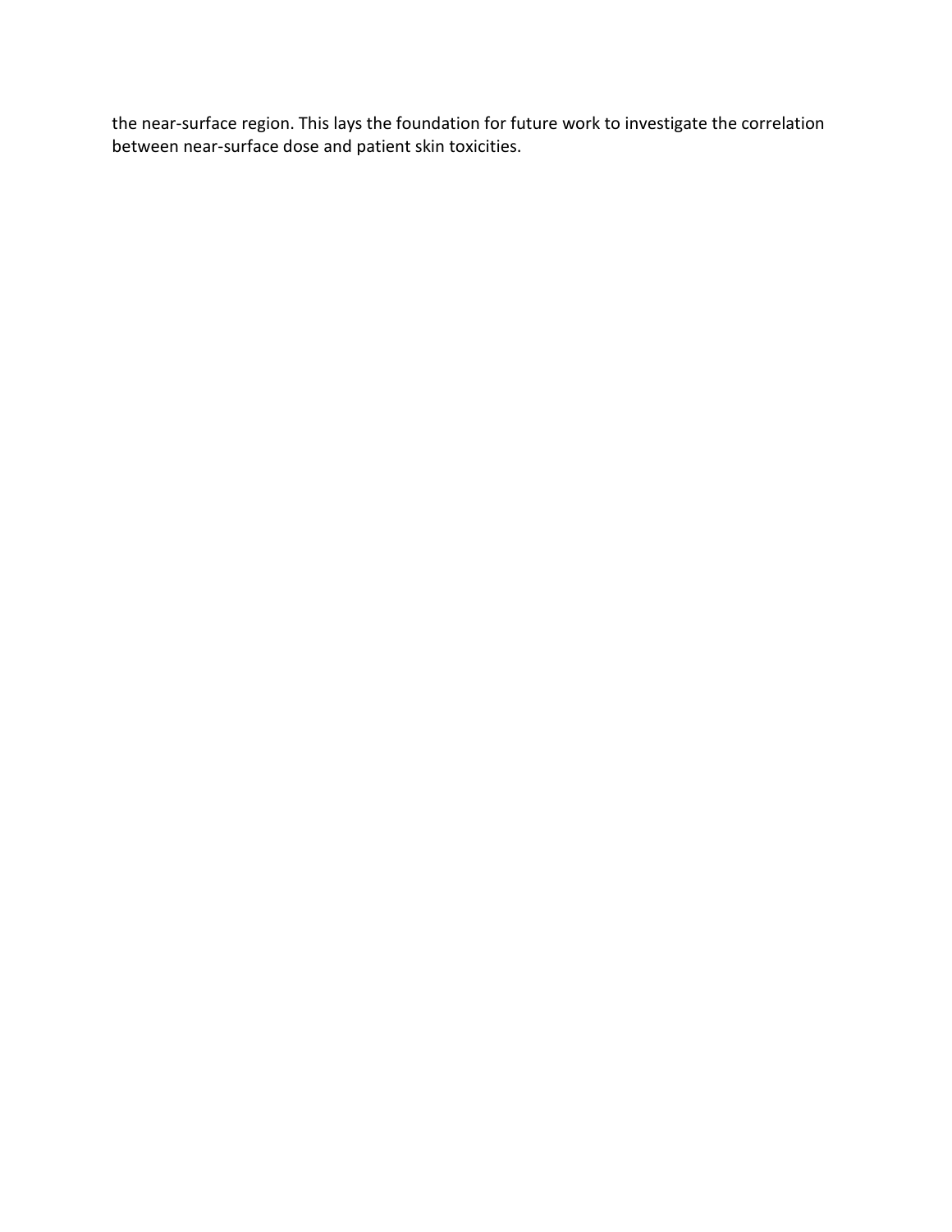the near-surface region. This lays the foundation for future work to investigate the correlation between near-surface dose and patient skin toxicities.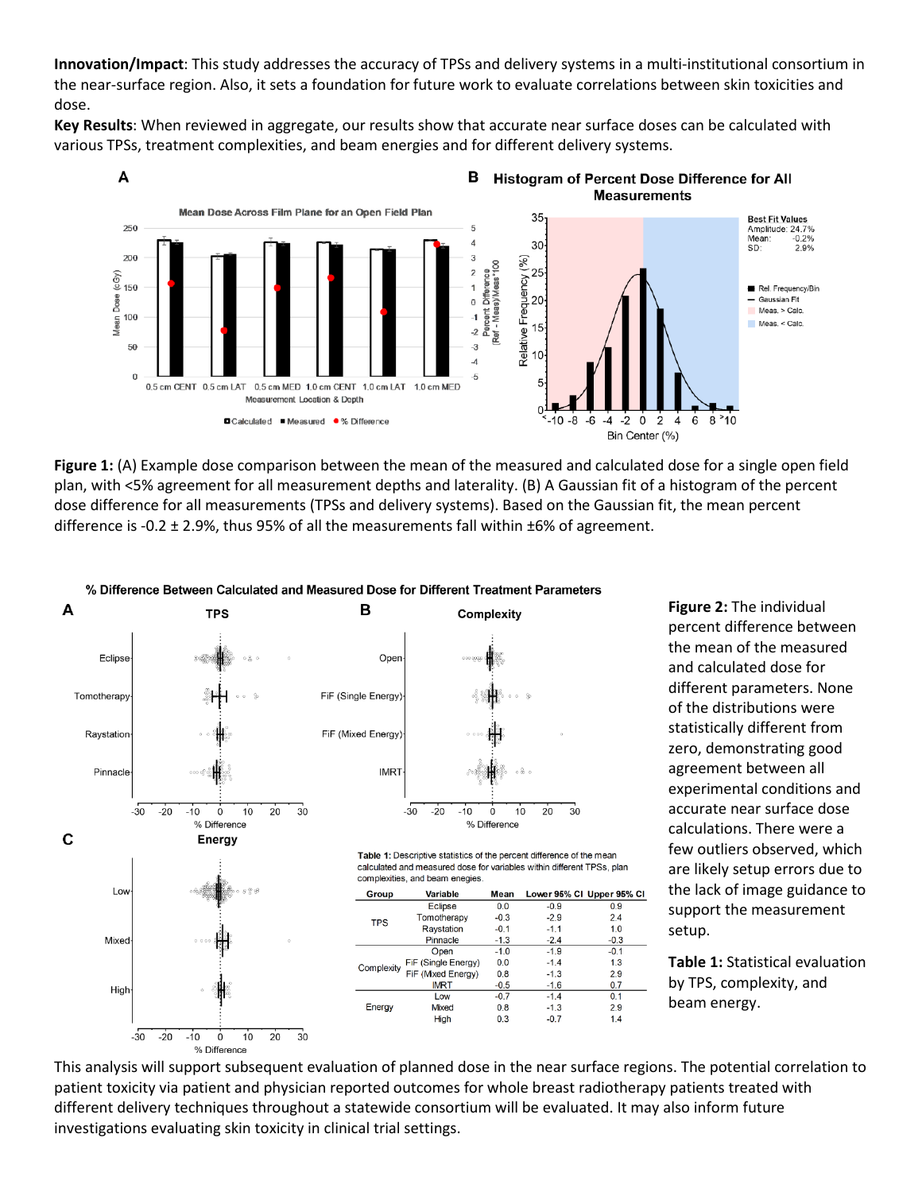**Innovation/Impact**: This study addresses the accuracy of TPSs and delivery systems in a multi-institutional consortium in the near-surface region. Also, it sets a foundation for future work to evaluate correlations between skin toxicities and dose.

**Key Results**: When reviewed in aggregate, our results show that accurate near surface doses can be calculated with various TPSs, treatment complexities, and beam energies and for different delivery systems.

A

Mean Dose Across Film Plane for an Open Field Plan

Mean Dose (cGy)

Percent Difference (Ref - Meas)/Meas*100

0.5 cm CENT 0.5 cm LAT 0.5 cm MED 1.0 cm CENT 1.0 cm LAT 1.0 cm MED

Measurement Location & Depth

Calculated ■ Measured ● % Difference

B Histogram of Percent Dose Difference for All Measurements

Relative Frequency (%)

Bin Center (%)

Best Fit Values
Amplitude: 24.7%
Mean: -0.2%
SD: 2.9%

Rel. Frequency/Bin
Gaussian Fit
Meas. > Calc.
Meas. < Calc.

**Figure 1:** (A) Example dose comparison between the mean of the measured and calculated dose for a single open field plan, with <5% agreement for all measurement depths and laterality. (B) A Gaussian fit of a histogram of the percent dose difference for all measurements (TPSs and delivery systems). Based on the Gaussian fit, the mean percent difference is -0.2 ± 2.9%, thus 95% of all the measurements fall within ±6% of agreement.

% Difference Between Calculated and Measured Dose for Different Treatment Parameters

A TPS

Eclipse
Tomotherapy
Raystation
Pinnacle

% Difference

B Complexity

Open
FiF (Single Energy)
FiF (Mixed Energy)
IMRT

% Difference

C Energy

Low
Mixed
High

% Difference

**Figure 2:** The individual percent difference between the mean of the measured and calculated dose for different parameters. None of the distributions were statistically different from zero, demonstrating good agreement between all experimental conditions and accurate near surface dose calculations. There were a few outliers observed, which are likely setup errors due to the lack of image guidance to support the measurement setup.

Table 1: Descriptive statistics of the percent difference of the mean calculated and measured dose for variables within different TPSs, plan complexities, and beam enegies.

| Group | Variable | Mean | Lower 95% CI | Upper 95% CI |
|---|---|---|---|---|
| TPS | Eclipse | 0.0 | -0.9 | 0.9 |
| | Tomotherapy | -0.3 | -2.9 | 2.4 |
| | Raystation | -0.1 | -1.1 | 1.0 |
| | Pinnacle | -1.3 | -2.4 | -0.3 |
| Complexity | Open | -1.0 | -1.9 | -0.1 |
| | FiF (Single Energy) | 0.0 | -1.4 | 1.3 |
| | FiF (Mixed Energy) | 0.8 | -1.3 | 2.9 |
| | IMRT | -0.5 | -1.6 | 0.7 |
| Energy | Low | -0.7 | -1.4 | 0.1 |
| | Mixed | 0.8 | -1.3 | 2.9 |
| | High | 0.3 | -0.7 | 1.4 |

**Table 1:** Statistical evaluation by TPS, complexity, and beam energy.

This analysis will support subsequent evaluation of planned dose in the near surface regions. The potential correlation to patient toxicity via patient and physician reported outcomes for whole breast radiotherapy patients treated with different delivery techniques throughout a statewide consortium will be evaluated. It may also inform future investigations evaluating skin toxicity in clinical trial settings.